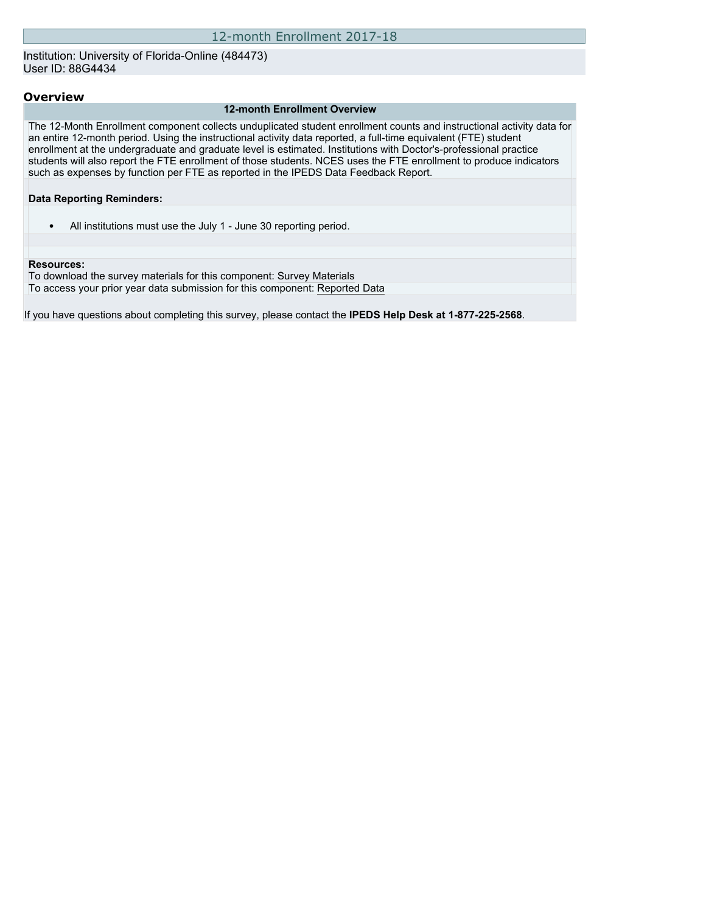# 12-month Enrollment 2017-18

Institution: University of Florida-Online (484473)
User ID: 88G4434

## Overview

### 12-month Enrollment Overview

The 12-Month Enrollment component collects unduplicated student enrollment counts and instructional activity data for an entire 12-month period. Using the instructional activity data reported, a full-time equivalent (FTE) student enrollment at the undergraduate and graduate level is estimated. Institutions with Doctor's-professional practice students will also report the FTE enrollment of those students. NCES uses the FTE enrollment to produce indicators such as expenses by function per FTE as reported in the IPEDS Data Feedback Report.

**Data Reporting Reminders:**

- All institutions must use the July 1 - June 30 reporting period.

**Resources:**
To download the survey materials for this component: Survey Materials
To access your prior year data submission for this component: Reported Data

If you have questions about completing this survey, please contact the **IPEDS Help Desk at 1-877-225-2568**.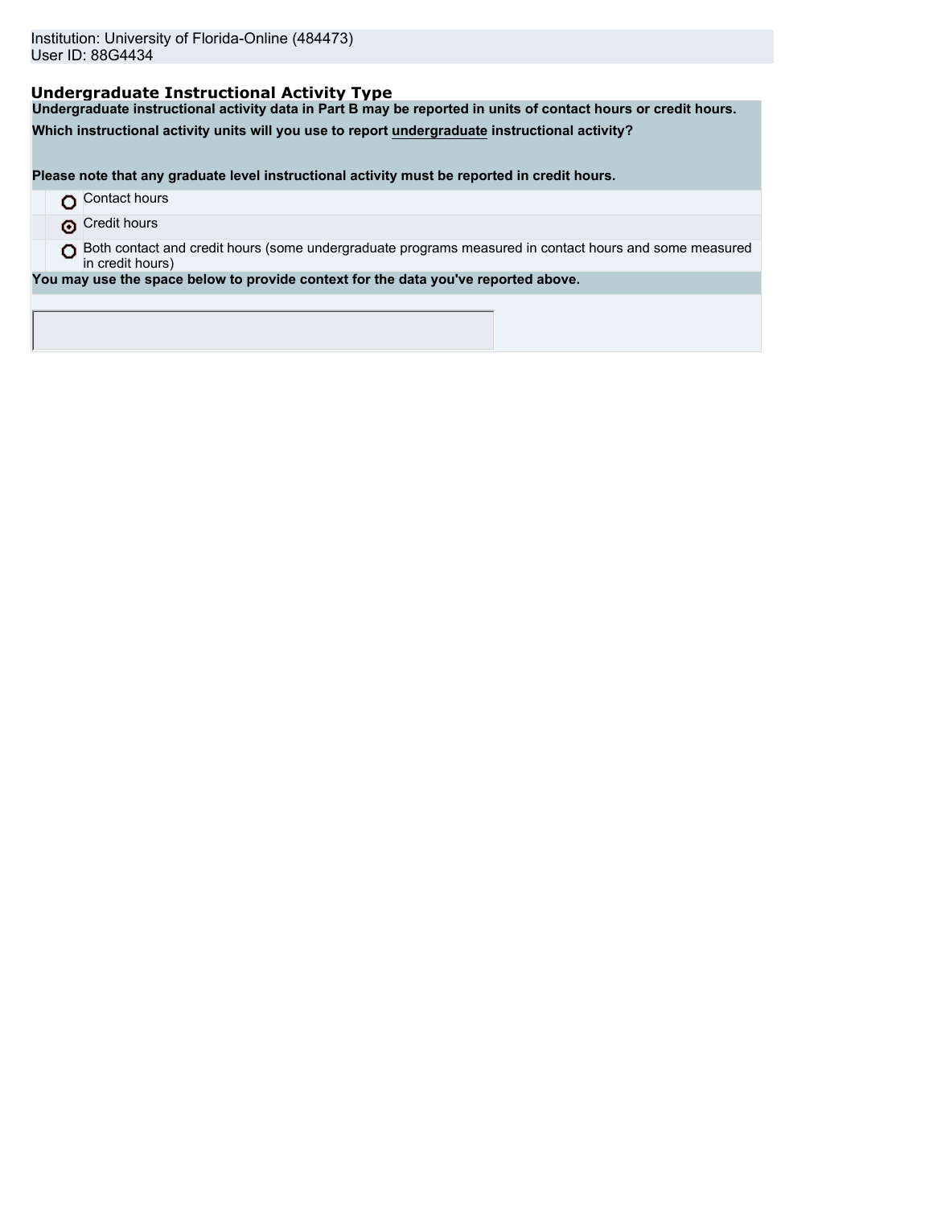Institution: University of Florida-Online (484473)
User ID: 88G4434

## Undergraduate Instructional Activity Type

**Undergraduate instructional activity data in Part B may be reported in units of contact hours or credit hours.**

**Which instructional activity units will you use to report undergraduate instructional activity?**

**Please note that any graduate level instructional activity must be reported in credit hours.**

- ○ Contact hours
- ◉ Credit hours
- ○ Both contact and credit hours (some undergraduate programs measured in contact hours and some measured in credit hours)

**You may use the space below to provide context for the data you've reported above.**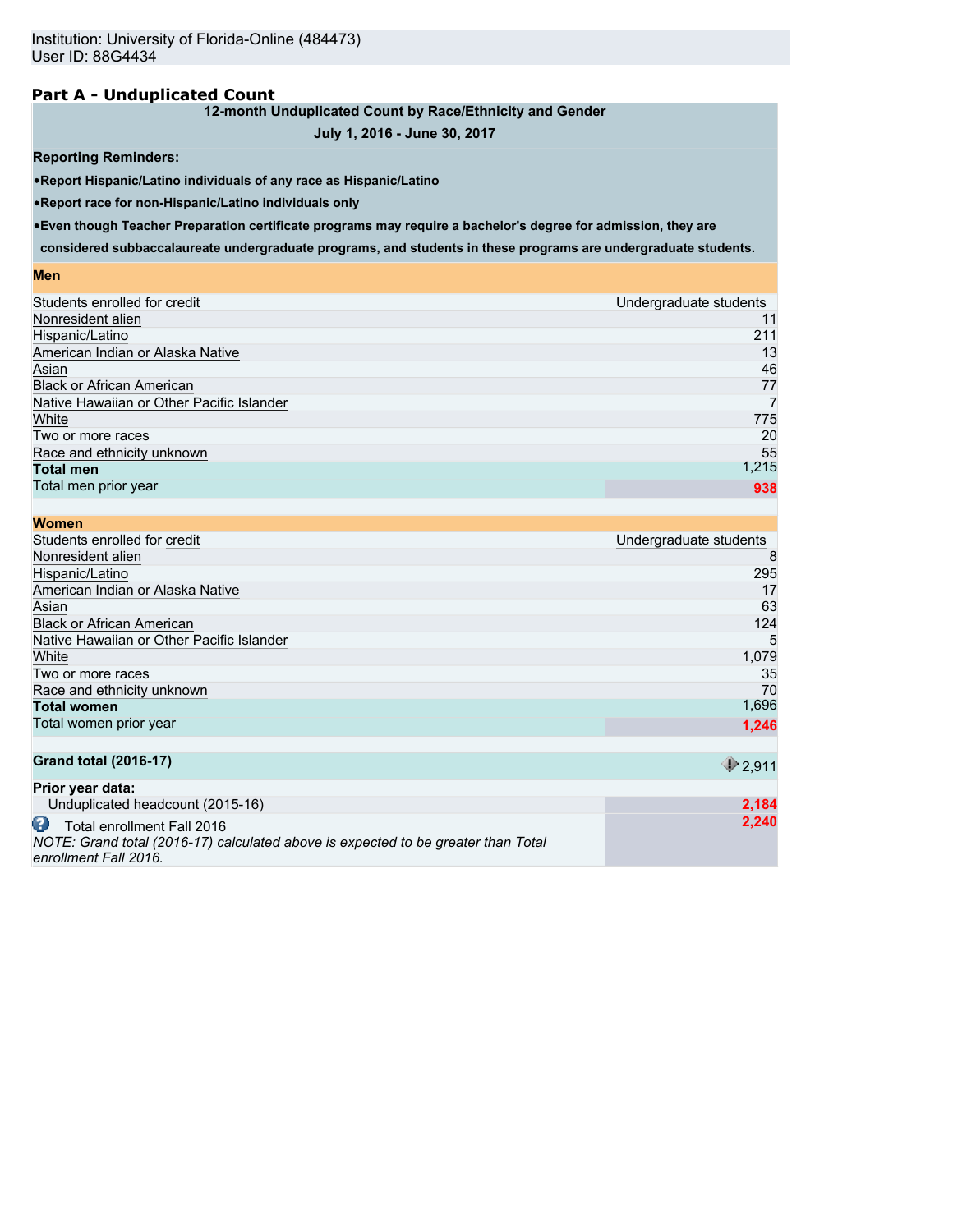Institution: University of Florida-Online (484473)
User ID: 88G4434

## Part A - Unduplicated Count

| 12-month Unduplicated Count by Race/Ethnicity and Gender<br>July 1, 2016 - June 30, 2017 | |
|---|---|
| **Reporting Reminders:** | |
| •Report Hispanic/Latino individuals of any race as Hispanic/Latino | |
| •Report race for non-Hispanic/Latino individuals only | |
| •Even though Teacher Preparation certificate programs may require a bachelor's degree for admission, they are considered subbaccalaureate undergraduate programs, and students in these programs are undergraduate students. | |
| **Men** | |
| Students enrolled for credit | Undergraduate students |
| Nonresident alien | 11 |
| Hispanic/Latino | 211 |
| American Indian or Alaska Native | 13 |
| Asian | 46 |
| Black or African American | 77 |
| Native Hawaiian or Other Pacific Islander | 7 |
| White | 775 |
| Two or more races | 20 |
| Race and ethnicity unknown | 55 |
| **Total men** | 1,215 |
| Total men prior year | 938 |
| **Women** | |
| Students enrolled for credit | Undergraduate students |
| Nonresident alien | 8 |
| Hispanic/Latino | 295 |
| American Indian or Alaska Native | 17 |
| Asian | 63 |
| Black or African American | 124 |
| Native Hawaiian or Other Pacific Islander | 5 |
| White | 1,079 |
| Two or more races | 35 |
| Race and ethnicity unknown | 70 |
| **Total women** | 1,696 |
| Total women prior year | 1,246 |
| **Grand total (2016-17)** | 2,911 |
| **Prior year data:** | |
| Unduplicated headcount (2015-16) | 2,184 |
| Total enrollment Fall 2016<br>*NOTE: Grand total (2016-17) calculated above is expected to be greater than Total enrollment Fall 2016.* | 2,240 |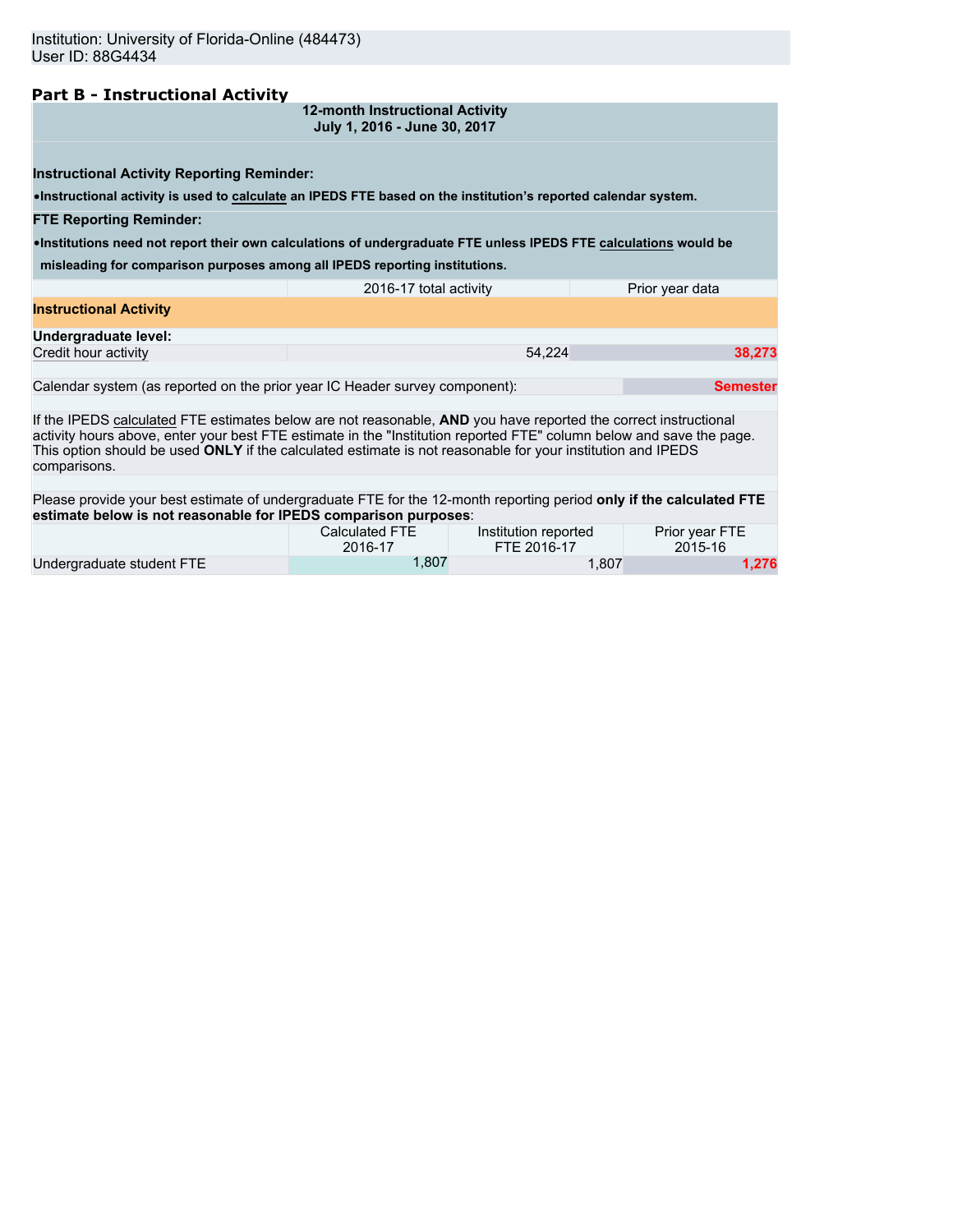Institution: University of Florida-Online (484473)
User ID: 88G4434

## Part B - Instructional Activity

**12-month Instructional Activity**
**July 1, 2016 - June 30, 2017**

**Instructional Activity Reporting Reminder:**

- **Instructional activity is used to calculate an IPEDS FTE based on the institution's reported calendar system.**

**FTE Reporting Reminder:**

- **Institutions need not report their own calculations of undergraduate FTE unless IPEDS FTE calculations would be misleading for comparison purposes among all IPEDS reporting institutions.**

| | 2016-17 total activity | Prior year data |
|---|---|---|
| **Instructional Activity** | | |
| **Undergraduate level:** | | |
| Credit hour activity | 54,224 | 38,273 |

Calendar system (as reported on the prior year IC Header survey component): Semester

If the IPEDS calculated FTE estimates below are not reasonable, **AND** you have reported the correct instructional activity hours above, enter your best FTE estimate in the "Institution reported FTE" column below and save the page. This option should be used **ONLY** if the calculated estimate is not reasonable for your institution and IPEDS comparisons.

Please provide your best estimate of undergraduate FTE for the 12-month reporting period **only if the calculated FTE estimate below is not reasonable for IPEDS comparison purposes**:

| | Calculated FTE 2016-17 | Institution reported FTE 2016-17 | Prior year FTE 2015-16 |
|---|---|---|---|
| Undergraduate student FTE | 1,807 | 1,807 | 1,276 |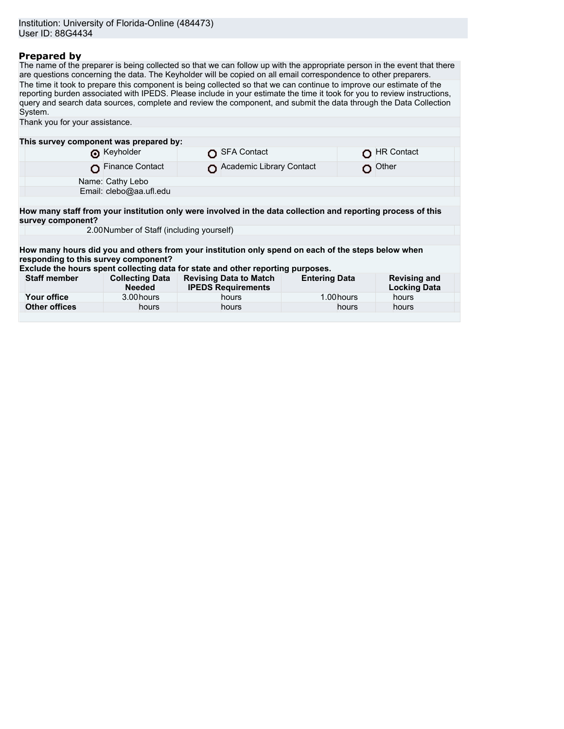Institution: University of Florida-Online (484473)
User ID: 88G4434

## Prepared by

The name of the preparer is being collected so that we can follow up with the appropriate person in the event that there are questions concerning the data. The Keyholder will be copied on all email correspondence to other preparers.

The time it took to prepare this component is being collected so that we can continue to improve our estimate of the reporting burden associated with IPEDS. Please include in your estimate the time it took for you to review instructions, query and search data sources, complete and review the component, and submit the data through the Data Collection System.

Thank you for your assistance.

**This survey component was prepared by:**

| | | |
|---|---|---|
| ◉ Keyholder | ○ SFA Contact | ○ HR Contact |
| ○ Finance Contact | ○ Academic Library Contact | ○ Other |

Name: Cathy Lebo
Email: clebo@aa.ufl.edu

**How many staff from your institution only were involved in the data collection and reporting process of this survey component?**

2.00 Number of Staff (including yourself)

**How many hours did you and others from your institution only spend on each of the steps below when responding to this survey component?**
**Exclude the hours spent collecting data for state and other reporting purposes.**

| Staff member | Collecting Data Needed | Revising Data to Match IPEDS Requirements | Entering Data | Revising and Locking Data |
|---|---|---|---|---|
| **Your office** | 3.00 hours | hours | 1.00 hours | hours |
| **Other offices** | hours | hours | hours | hours |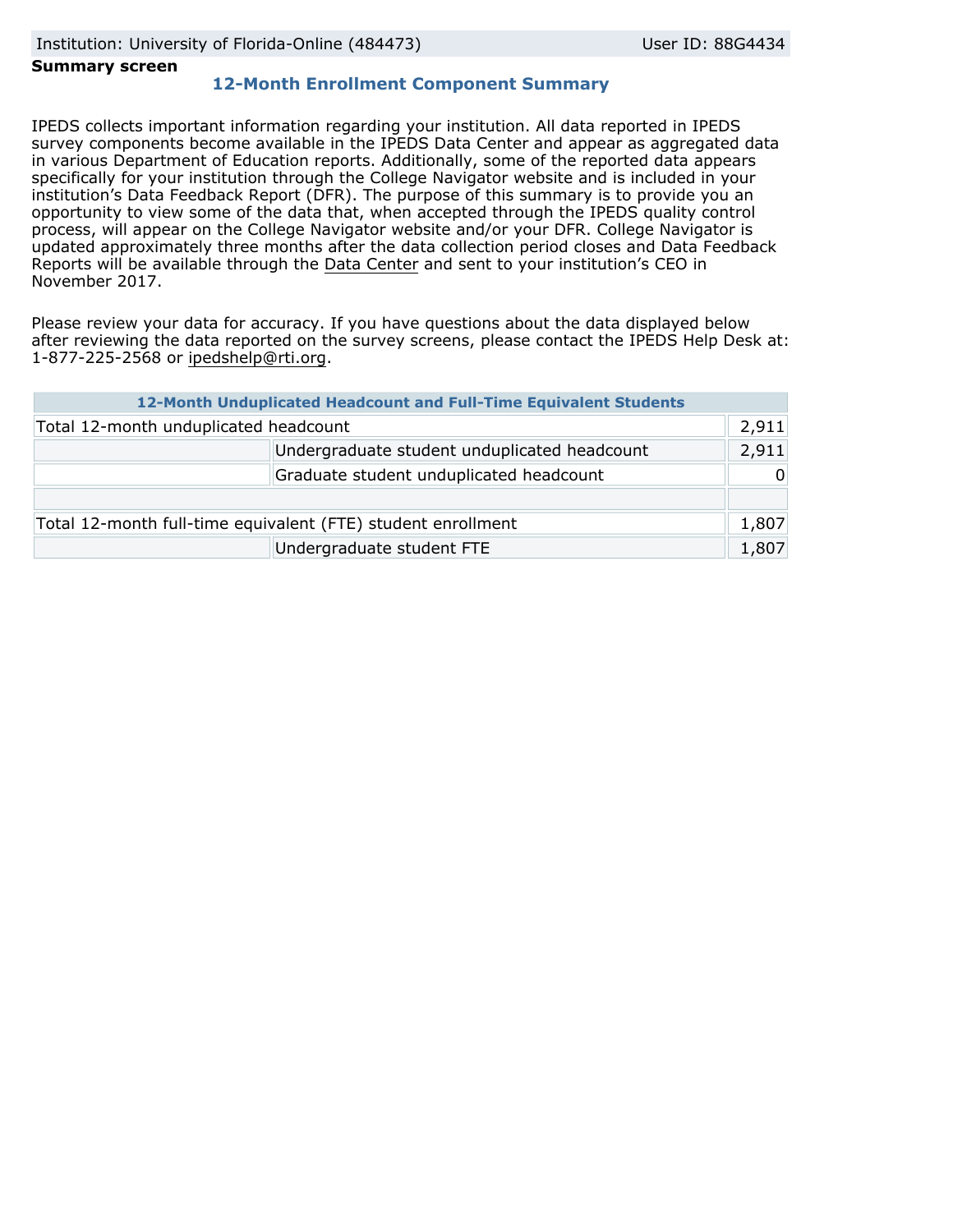Institution: University of Florida-Online (484473) | User ID: 88G4434

**Summary screen**

## 12-Month Enrollment Component Summary

IPEDS collects important information regarding your institution. All data reported in IPEDS survey components become available in the IPEDS Data Center and appear as aggregated data in various Department of Education reports. Additionally, some of the reported data appears specifically for your institution through the College Navigator website and is included in your institution's Data Feedback Report (DFR). The purpose of this summary is to provide you an opportunity to view some of the data that, when accepted through the IPEDS quality control process, will appear on the College Navigator website and/or your DFR. College Navigator is updated approximately three months after the data collection period closes and Data Feedback Reports will be available through the Data Center and sent to your institution's CEO in November 2017.

Please review your data for accuracy. If you have questions about the data displayed below after reviewing the data reported on the survey screens, please contact the IPEDS Help Desk at: 1-877-225-2568 or ipedshelp@rti.org.

| 12-Month Unduplicated Headcount and Full-Time Equivalent Students | | |
|---|---|---|
| Total 12-month unduplicated headcount | | 2,911 |
| | Undergraduate student unduplicated headcount | 2,911 |
| | Graduate student unduplicated headcount | 0 |
| | | |
| Total 12-month full-time equivalent (FTE) student enrollment | | 1,807 |
| | Undergraduate student FTE | 1,807 |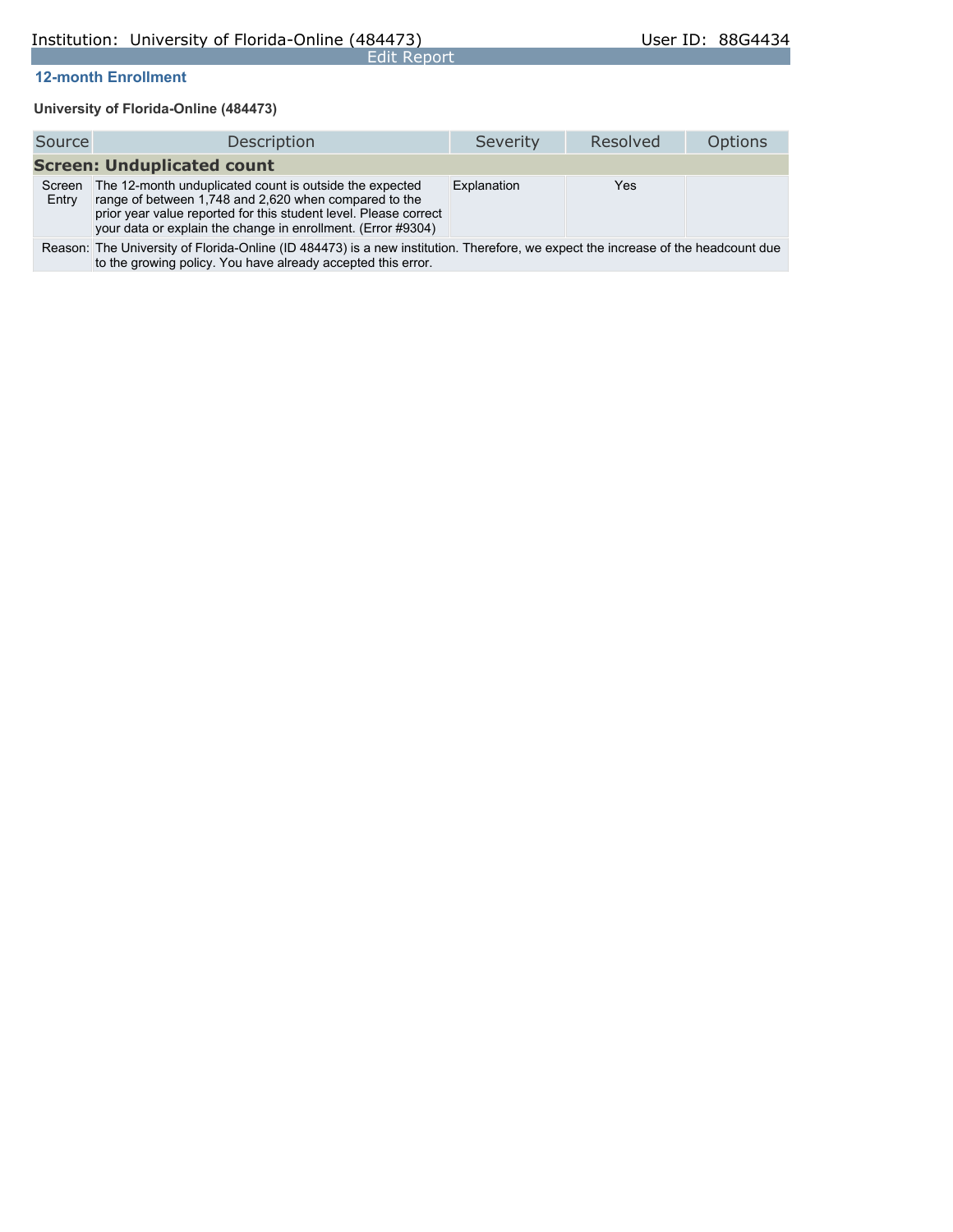Institution: University of Florida-Online (484473) User ID: 88G4434

Edit Report

## 12-month Enrollment

**University of Florida-Online (484473)**

| Source | Description | Severity | Resolved | Options |
|---|---|---|---|---|
| **Screen: Unduplicated count** | | | | |
| Screen Entry | The 12-month unduplicated count is outside the expected range of between 1,748 and 2,620 when compared to the prior year value reported for this student level. Please correct your data or explain the change in enrollment. (Error #9304) | Explanation | Yes | |
| Reason: | The University of Florida-Online (ID 484473) is a new institution. Therefore, we expect the increase of the headcount due to the growing policy. You have already accepted this error. | | | |